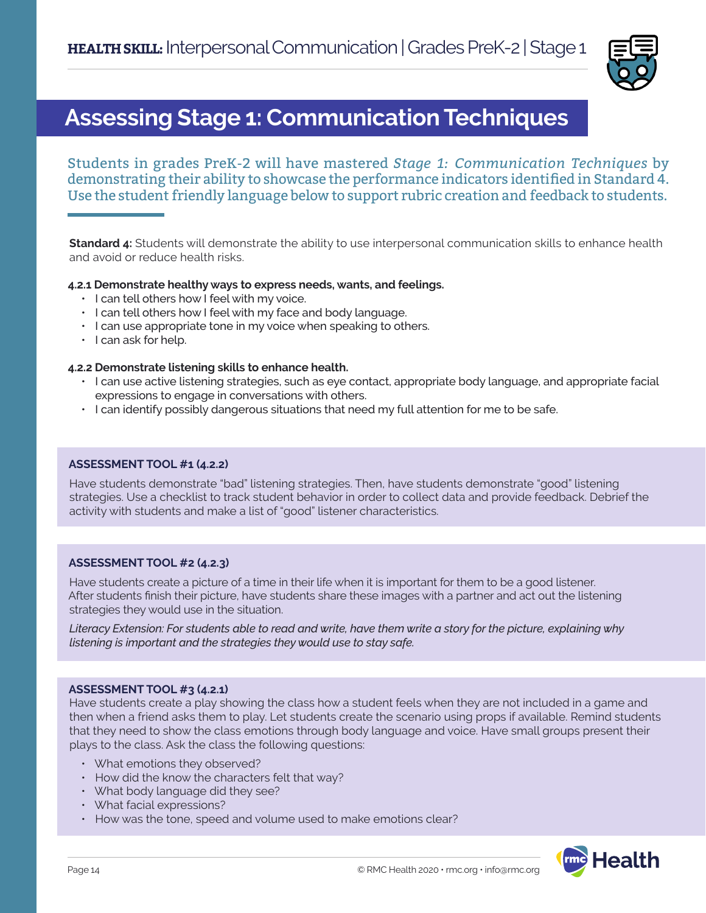**HEALTH SKILL:** Interpersonal Communication | Grades PreK-2 | Stage 1

# Assessing Stage 1: Communication Techniques

Students in grades PreK-2 will have mastered *Stage 1: Communication Techniques* by demonstrating their ability to showcase the performance indicators identified in Standard 4. Use the student friendly language below to support rubric creation and feedback to students.

**Standard 4:** Students will demonstrate the ability to use interpersonal communication skills to enhance health and avoid or reduce health risks.

**4.2.1 Demonstrate healthy ways to express needs, wants, and feelings.**

- I can tell others how I feel with my voice.
- I can tell others how I feel with my face and body language.
- I can use appropriate tone in my voice when speaking to others.
- I can ask for help.

**4.2.2 Demonstrate listening skills to enhance health.**

- I can use active listening strategies, such as eye contact, appropriate body language, and appropriate facial expressions to engage in conversations with others.
- I can identify possibly dangerous situations that need my full attention for me to be safe.

**ASSESSMENT TOOL #1 (4.2.2)**

Have students demonstrate "bad" listening strategies. Then, have students demonstrate "good" listening strategies. Use a checklist to track student behavior in order to collect data and provide feedback. Debrief the activity with students and make a list of "good" listener characteristics.

**ASSESSMENT TOOL #2 (4.2.3)**

Have students create a picture of a time in their life when it is important for them to be a good listener. After students finish their picture, have students share these images with a partner and act out the listening strategies they would use in the situation.

*Literacy Extension: For students able to read and write, have them write a story for the picture, explaining why listening is important and the strategies they would use to stay safe.*

**ASSESSMENT TOOL #3 (4.2.1)**

Have students create a play showing the class how a student feels when they are not included in a game and then when a friend asks them to play. Let students create the scenario using props if available. Remind students that they need to show the class emotions through body language and voice. Have small groups present their plays to the class. Ask the class the following questions:

- What emotions they observed?
- How did the know the characters felt that way?
- What body language did they see?
- What facial expressions?
- How was the tone, speed and volume used to make emotions clear?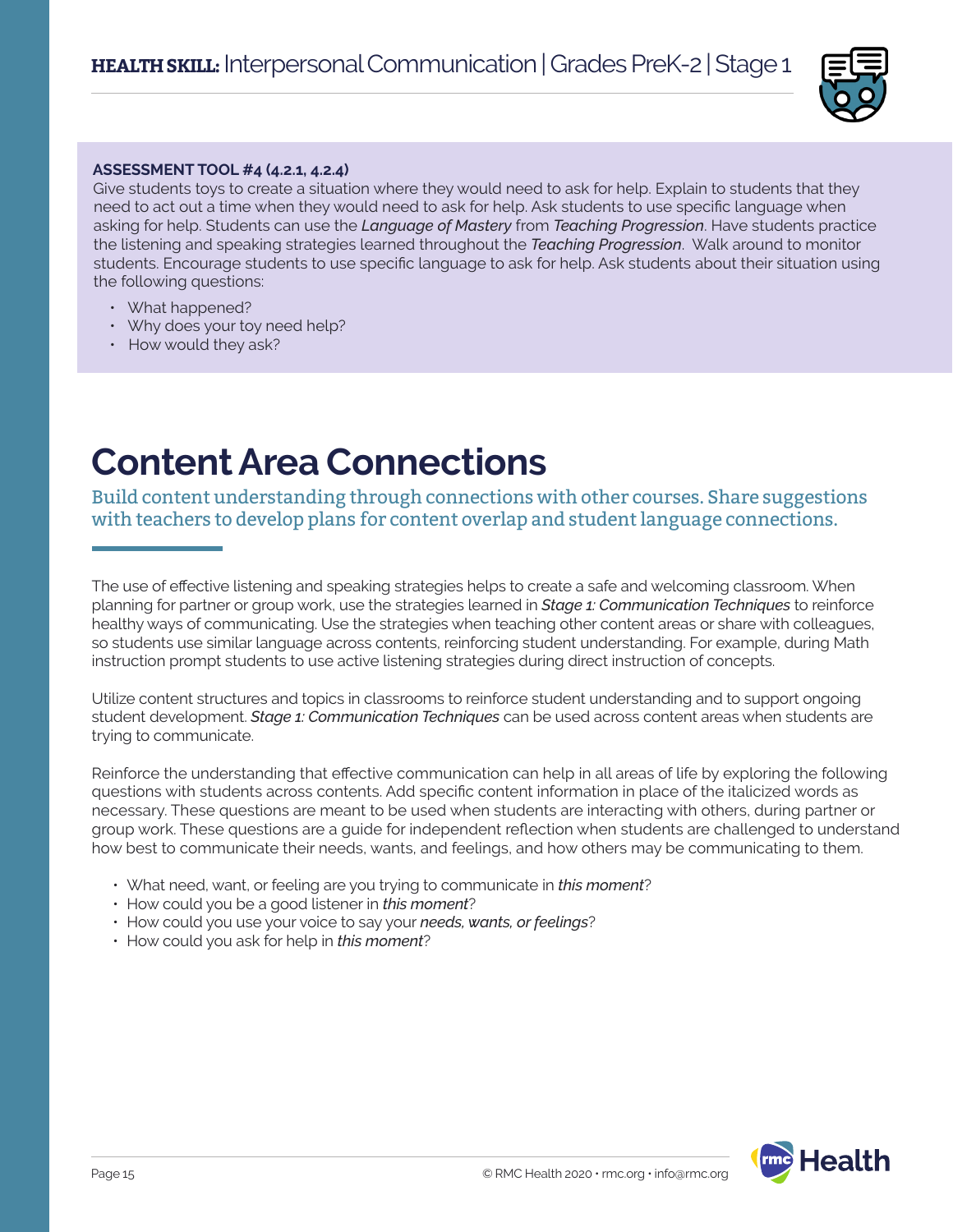**ASSESSMENT TOOL #4 (4.2.1, 4.2.4)**
Give students toys to create a situation where they would need to ask for help. Explain to students that they need to act out a time when they would need to ask for help. Ask students to use specific language when asking for help. Students can use the *Language of Mastery* from *Teaching Progression*. Have students practice the listening and speaking strategies learned throughout the *Teaching Progression*. Walk around to monitor students. Encourage students to use specific language to ask for help. Ask students about their situation using the following questions:

- What happened?
- Why does your toy need help?
- How would they ask?

# Content Area Connections

Build content understanding through connections with other courses. Share suggestions with teachers to develop plans for content overlap and student language connections.

The use of effective listening and speaking strategies helps to create a safe and welcoming classroom. When planning for partner or group work, use the strategies learned in *Stage 1: Communication Techniques* to reinforce healthy ways of communicating. Use the strategies when teaching other content areas or share with colleagues, so students use similar language across contents, reinforcing student understanding. For example, during Math instruction prompt students to use active listening strategies during direct instruction of concepts.

Utilize content structures and topics in classrooms to reinforce student understanding and to support ongoing student development. *Stage 1: Communication Techniques* can be used across content areas when students are trying to communicate.

Reinforce the understanding that effective communication can help in all areas of life by exploring the following questions with students across contents. Add specific content information in place of the italicized words as necessary. These questions are meant to be used when students are interacting with others, during partner or group work. These questions are a guide for independent reflection when students are challenged to understand how best to communicate their needs, wants, and feelings, and how others may be communicating to them.

- What need, want, or feeling are you trying to communicate in *this moment*?
- How could you be a good listener in *this moment*?
- How could you use your voice to say your *needs, wants, or feelings*?
- How could you ask for help in *this moment*?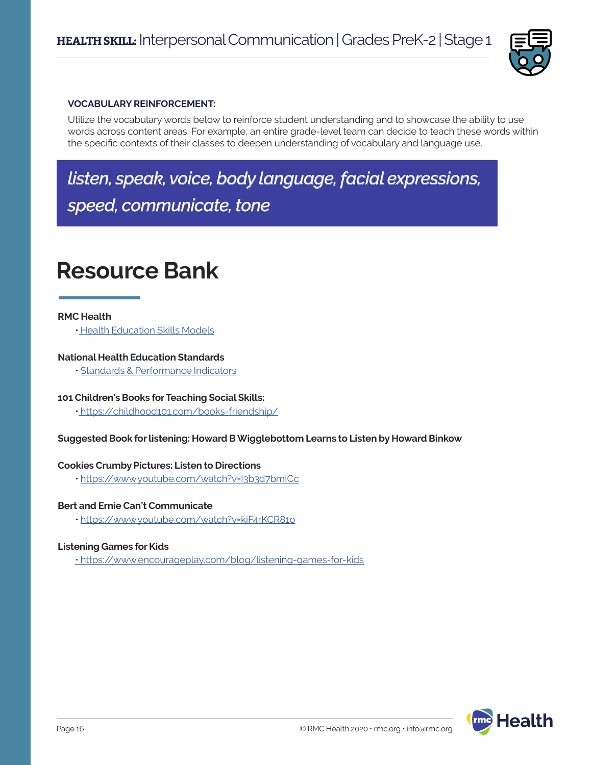**VOCABULARY REINFORCEMENT:**

Utilize the vocabulary words below to reinforce student understanding and to showcase the ability to use words across content areas. For example, an entire grade-level team can decide to teach these words within the specific contexts of their classes to deepen understanding of vocabulary and language use.

*listen, speak, voice, body language, facial expressions, speed, communicate, tone*

# Resource Bank

**RMC Health**

- Health Education Skills Models

**National Health Education Standards**

- Standards & Performance Indicators

**101 Children's Books for Teaching Social Skills:**

- https://childhood101.com/books-friendship/

**Suggested Book for listening: Howard B Wigglebottom Learns to Listen by Howard Binkow**

**Cookies Crumby Pictures: Listen to Directions**

- https://www.youtube.com/watch?v=l3b3d7bmICc

**Bert and Ernie Can't Communicate**

- https://www.youtube.com/watch?v=kjF4rKCR81o

**Listening Games for Kids**

- https://www.encourageplay.com/blog/listening-games-for-kids